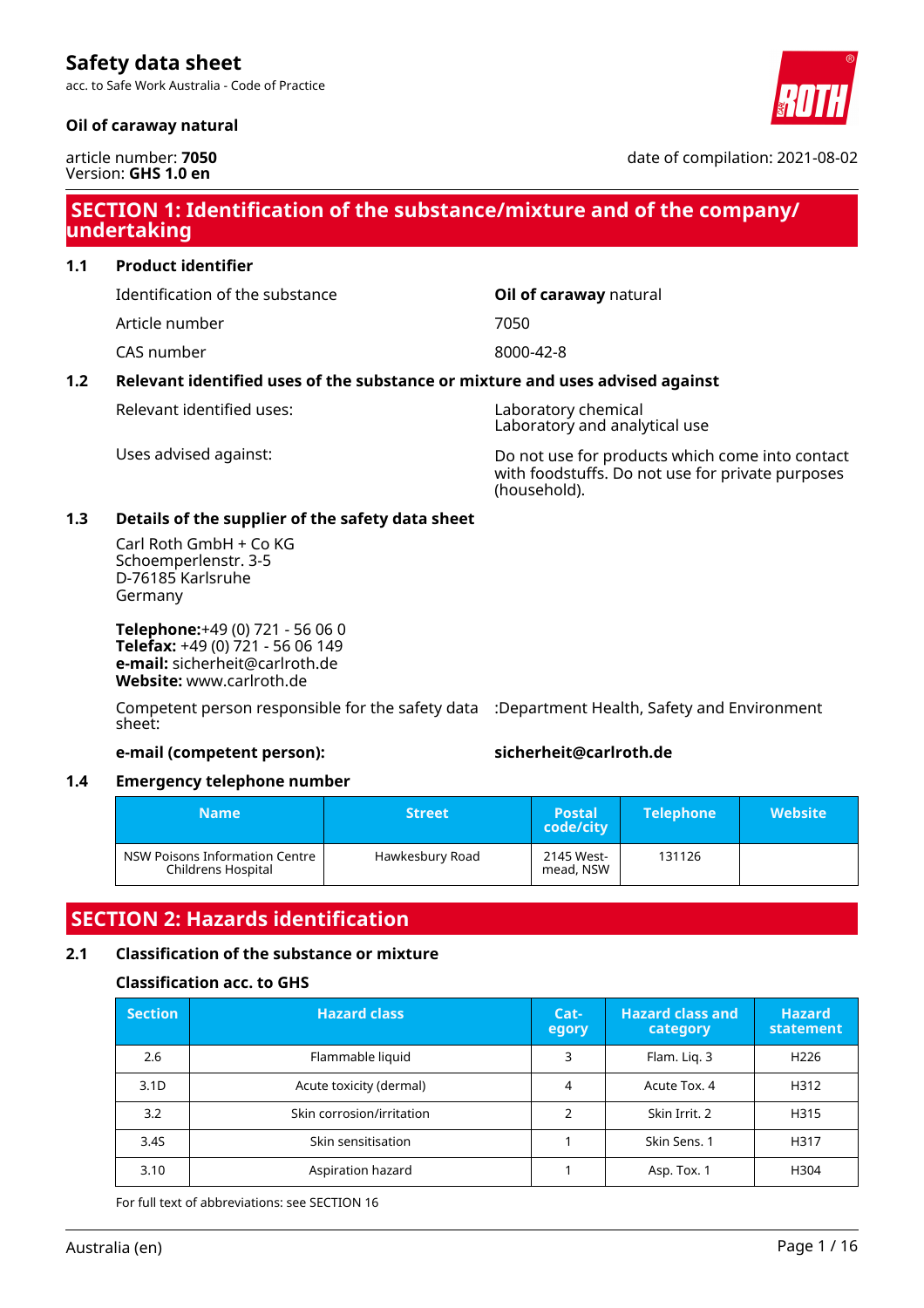# Safety data sheet

acc. to Safe Work Australia - Code of Practice

**Oil of caraway natural**

article number: **7050**
Version: **GHS 1.0 en**

date of compilation: 2021-08-02

## SECTION 1: Identification of the substance/mixture and of the company/ undertaking

### 1.1 Product identifier

| | |
|---|---|
| Identification of the substance | **Oil of caraway** natural |
| Article number | 7050 |
| CAS number | 8000-42-8 |

### 1.2 Relevant identified uses of the substance or mixture and uses advised against

| | |
|---|---|
| Relevant identified uses: | Laboratory chemical<br>Laboratory and analytical use |
| Uses advised against: | Do not use for products which come into contact with foodstuffs. Do not use for private purposes (household). |

### 1.3 Details of the supplier of the safety data sheet

Carl Roth GmbH + Co KG
Schoemperlenstr. 3-5
D-76185 Karlsruhe
Germany

**Telephone:**+49 (0) 721 - 56 06 0
**Telefax:** +49 (0) 721 - 56 06 149
**e-mail:** sicherheit@carlroth.de
**Website:** www.carlroth.de

Competent person responsible for the safety data sheet: :Department Health, Safety and Environment

**e-mail (competent person):** **sicherheit@carlroth.de**

### 1.4 Emergency telephone number

| Name | Street | Postal code/city | Telephone | Website |
|---|---|---|---|---|
| NSW Poisons Information Centre Childrens Hospital | Hawkesbury Road | 2145 Westmead, NSW | 131126 | |

## SECTION 2: Hazards identification

### 2.1 Classification of the substance or mixture

**Classification acc. to GHS**

| Section | Hazard class | Category | Hazard class and category | Hazard statement |
|---|---|---|---|---|
| 2.6 | Flammable liquid | 3 | Flam. Liq. 3 | H226 |
| 3.1D | Acute toxicity (dermal) | 4 | Acute Tox. 4 | H312 |
| 3.2 | Skin corrosion/irritation | 2 | Skin Irrit. 2 | H315 |
| 3.4S | Skin sensitisation | 1 | Skin Sens. 1 | H317 |
| 3.10 | Aspiration hazard | 1 | Asp. Tox. 1 | H304 |

For full text of abbreviations: see SECTION 16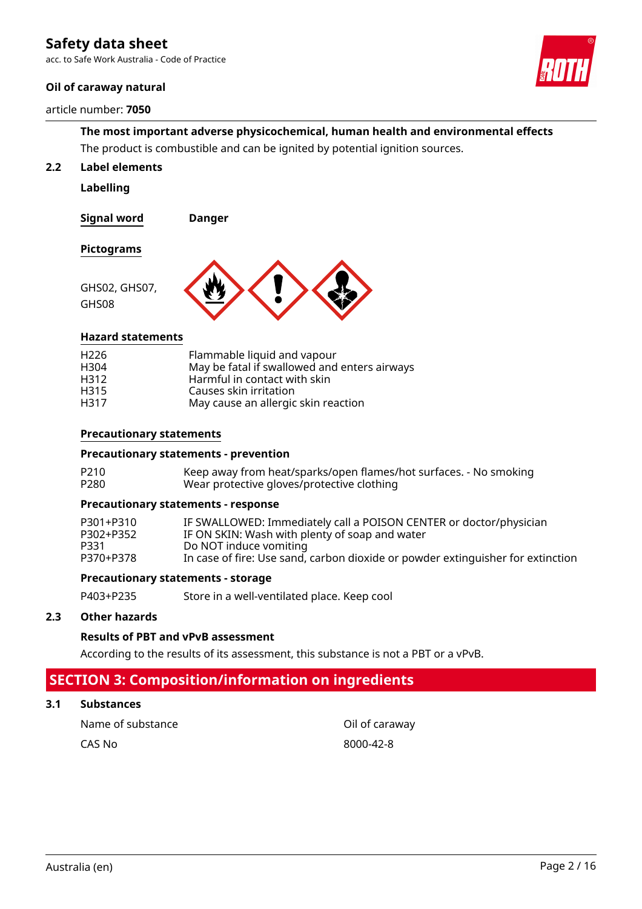**The most important adverse physicochemical, human health and environmental effects**

The product is combustible and can be ignited by potential ignition sources.

### 2.2 Label elements

**Labelling**

**Signal word** **Danger**

**Pictograms**

GHS02, GHS07, GHS08

**Hazard statements**

| | |
|---|---|
| H226 | Flammable liquid and vapour |
| H304 | May be fatal if swallowed and enters airways |
| H312 | Harmful in contact with skin |
| H315 | Causes skin irritation |
| H317 | May cause an allergic skin reaction |

**Precautionary statements**

**Precautionary statements - prevention**

| | |
|---|---|
| P210 | Keep away from heat/sparks/open flames/hot surfaces. - No smoking |
| P280 | Wear protective gloves/protective clothing |

**Precautionary statements - response**

| | |
|---|---|
| P301+P310 | IF SWALLOWED: Immediately call a POISON CENTER or doctor/physician |
| P302+P352 | IF ON SKIN: Wash with plenty of soap and water |
| P331 | Do NOT induce vomiting |
| P370+P378 | In case of fire: Use sand, carbon dioxide or powder extinguisher for extinction |

**Precautionary statements - storage**

| | |
|---|---|
| P403+P235 | Store in a well-ventilated place. Keep cool |

### 2.3 Other hazards

**Results of PBT and vPvB assessment**

According to the results of its assessment, this substance is not a PBT or a vPvB.

## SECTION 3: Composition/information on ingredients

### 3.1 Substances

| | |
|---|---|
| Name of substance | Oil of caraway |
| CAS No | 8000-42-8 |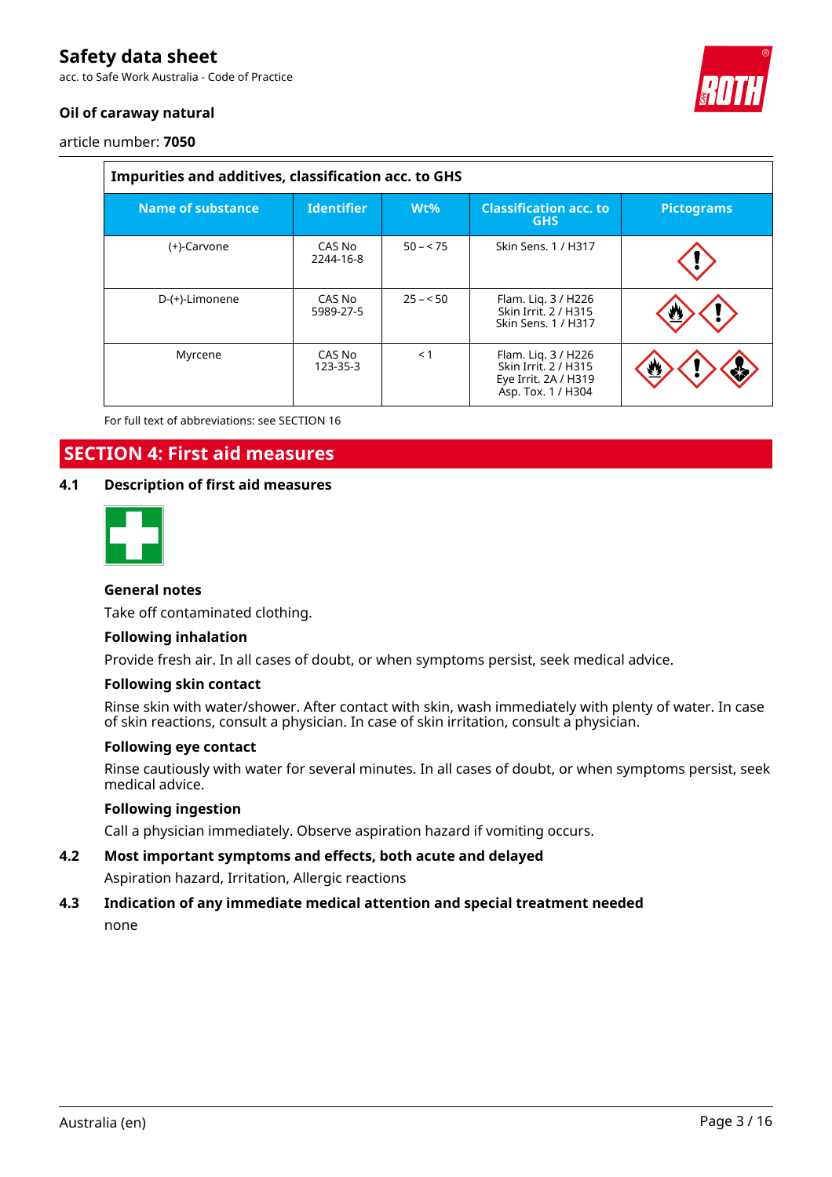| Impurities and additives, classification acc. to GHS | | | | |
|---|---|---|---|---|
| **Name of substance** | **Identifier** | **Wt%** | **Classification acc. to GHS** | **Pictograms** |
| (+)-Carvone | CAS No 2244-16-8 | 50 – < 75 | Skin Sens. 1 / H317 | |
| D-(+)-Limonene | CAS No 5989-27-5 | 25 – < 50 | Flam. Liq. 3 / H226<br>Skin Irrit. 2 / H315<br>Skin Sens. 1 / H317 | |
| Myrcene | CAS No 123-35-3 | < 1 | Flam. Liq. 3 / H226<br>Skin Irrit. 2 / H315<br>Eye Irrit. 2A / H319<br>Asp. Tox. 1 / H304 | |

For full text of abbreviations: see SECTION 16

# SECTION 4: First aid measures

## 4.1 Description of first aid measures

### General notes

Take off contaminated clothing.

### Following inhalation

Provide fresh air. In all cases of doubt, or when symptoms persist, seek medical advice.

### Following skin contact

Rinse skin with water/shower. After contact with skin, wash immediately with plenty of water. In case of skin reactions, consult a physician. In case of skin irritation, consult a physician.

### Following eye contact

Rinse cautiously with water for several minutes. In all cases of doubt, or when symptoms persist, seek medical advice.

### Following ingestion

Call a physician immediately. Observe aspiration hazard if vomiting occurs.

## 4.2 Most important symptoms and effects, both acute and delayed

Aspiration hazard, Irritation, Allergic reactions

## 4.3 Indication of any immediate medical attention and special treatment needed

none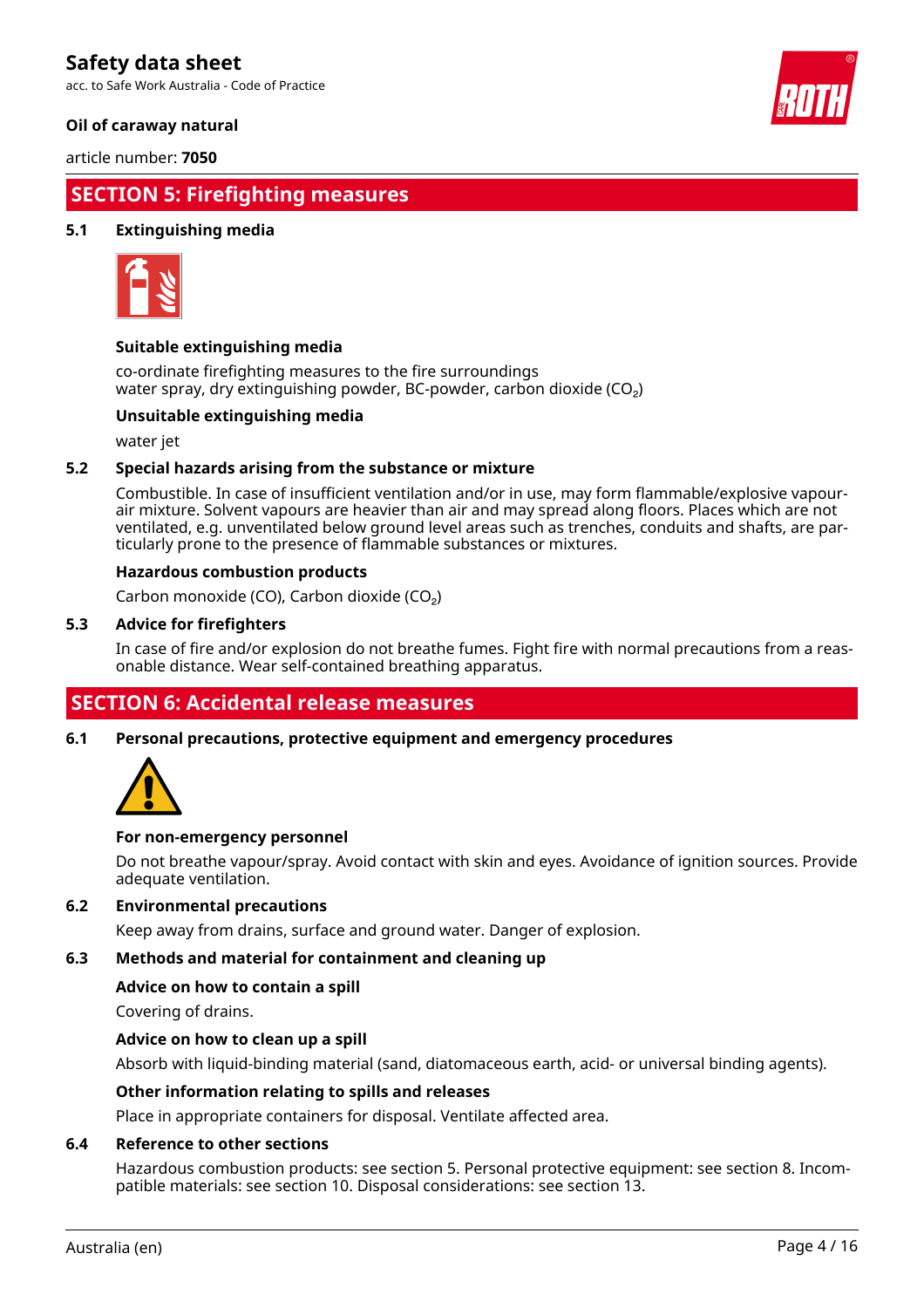## SECTION 5: Firefighting measures

### 5.1 Extinguishing media

**Suitable extinguishing media**

co-ordinate firefighting measures to the fire surroundings
water spray, dry extinguishing powder, BC-powder, carbon dioxide ($CO_2$)

**Unsuitable extinguishing media**

water jet

### 5.2 Special hazards arising from the substance or mixture

Combustible. In case of insufficient ventilation and/or in use, may form flammable/explosive vapour-air mixture. Solvent vapours are heavier than air and may spread along floors. Places which are not ventilated, e.g. unventilated below ground level areas such as trenches, conduits and shafts, are particularly prone to the presence of flammable substances or mixtures.

**Hazardous combustion products**

Carbon monoxide (CO), Carbon dioxide ($CO_2$)

### 5.3 Advice for firefighters

In case of fire and/or explosion do not breathe fumes. Fight fire with normal precautions from a reasonable distance. Wear self-contained breathing apparatus.

## SECTION 6: Accidental release measures

### 6.1 Personal precautions, protective equipment and emergency procedures

**For non-emergency personnel**

Do not breathe vapour/spray. Avoid contact with skin and eyes. Avoidance of ignition sources. Provide adequate ventilation.

### 6.2 Environmental precautions

Keep away from drains, surface and ground water. Danger of explosion.

### 6.3 Methods and material for containment and cleaning up

**Advice on how to contain a spill**

Covering of drains.

**Advice on how to clean up a spill**

Absorb with liquid-binding material (sand, diatomaceous earth, acid- or universal binding agents).

**Other information relating to spills and releases**

Place in appropriate containers for disposal. Ventilate affected area.

### 6.4 Reference to other sections

Hazardous combustion products: see section 5. Personal protective equipment: see section 8. Incompatible materials: see section 10. Disposal considerations: see section 13.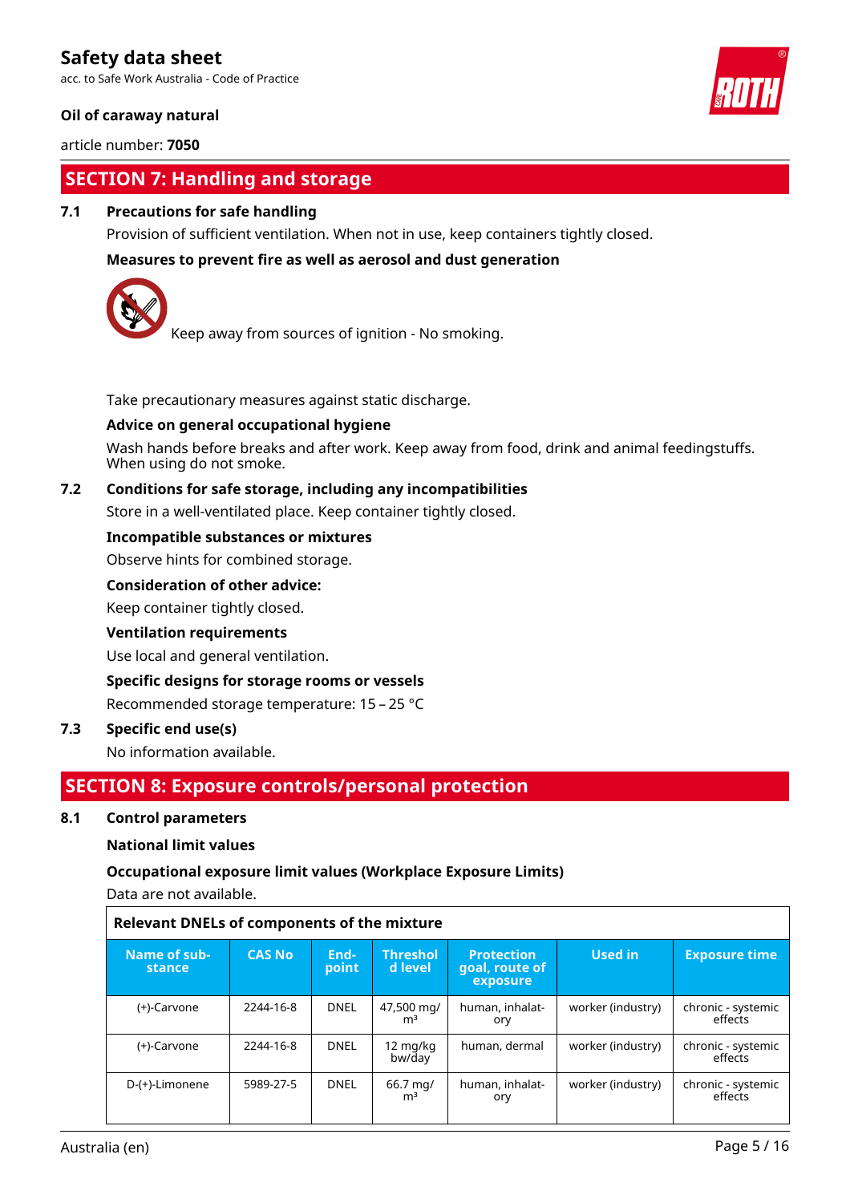## SECTION 7: Handling and storage

### 7.1 Precautions for safe handling

Provision of sufficient ventilation. When not in use, keep containers tightly closed.

**Measures to prevent fire as well as aerosol and dust generation**

Keep away from sources of ignition - No smoking.

Take precautionary measures against static discharge.

**Advice on general occupational hygiene**

Wash hands before breaks and after work. Keep away from food, drink and animal feedingstuffs. When using do not smoke.

### 7.2 Conditions for safe storage, including any incompatibilities

Store in a well-ventilated place. Keep container tightly closed.

**Incompatible substances or mixtures**

Observe hints for combined storage.

**Consideration of other advice:**

Keep container tightly closed.

**Ventilation requirements**

Use local and general ventilation.

**Specific designs for storage rooms or vessels**

Recommended storage temperature: 15 – 25 °C

### 7.3 Specific end use(s)

No information available.

## SECTION 8: Exposure controls/personal protection

### 8.1 Control parameters

**National limit values**

**Occupational exposure limit values (Workplace Exposure Limits)**

Data are not available.

**Relevant DNELs of components of the mixture**

| Name of substance | CAS No | End-point | Threshold level | Protection goal, route of exposure | Used in | Exposure time |
|---|---|---|---|---|---|---|
| (+)-Carvone | 2244-16-8 | DNEL | 47,500 mg/m³ | human, inhalatory | worker (industry) | chronic - systemic effects |
| (+)-Carvone | 2244-16-8 | DNEL | 12 mg/kg bw/day | human, dermal | worker (industry) | chronic - systemic effects |
| D-(+)-Limonene | 5989-27-5 | DNEL | 66.7 mg/m³ | human, inhalatory | worker (industry) | chronic - systemic effects |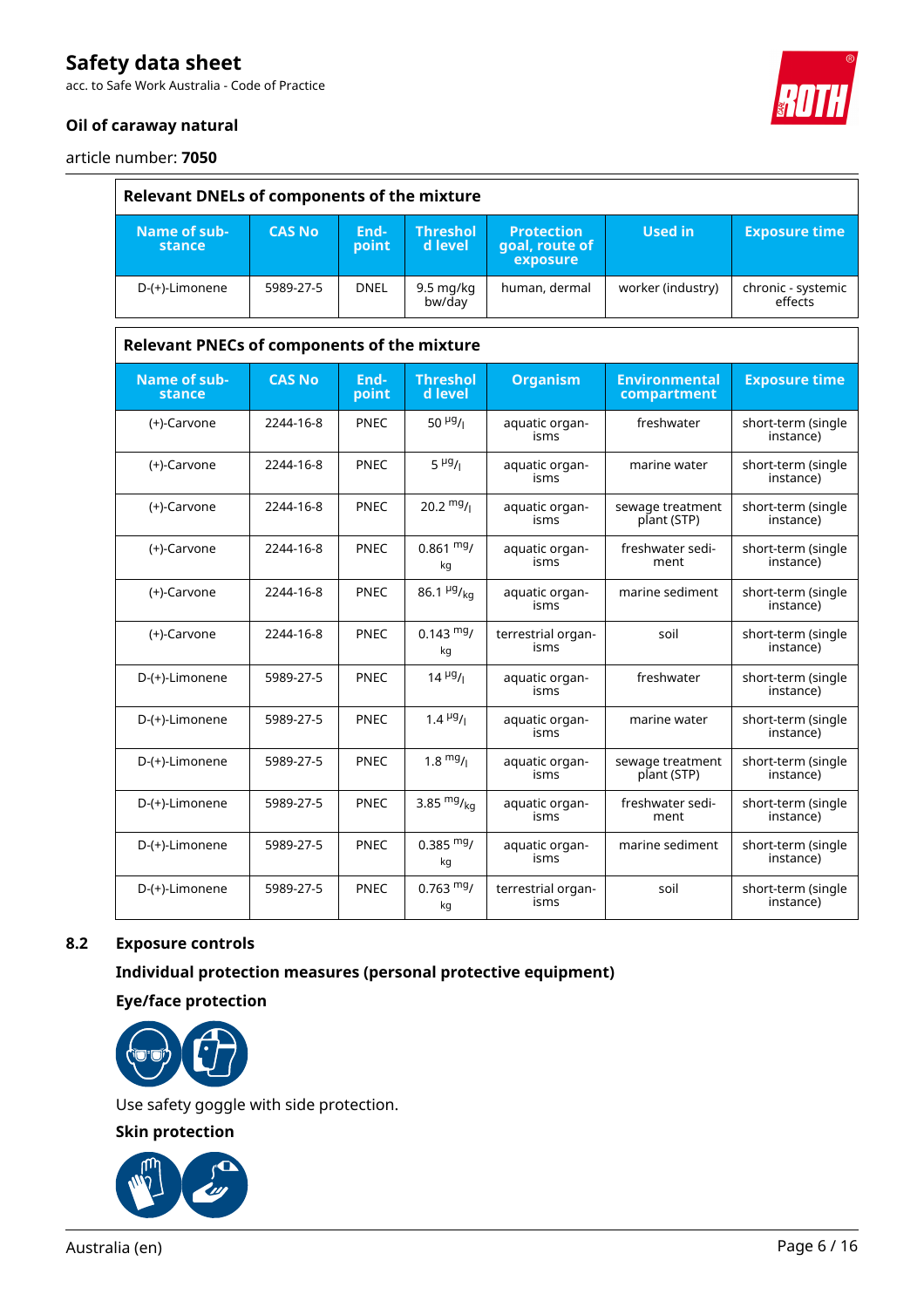**Relevant DNELs of components of the mixture**

| Name of substance | CAS No | Endpoint | Threshold level | Protection goal, route of exposure | Used in | Exposure time |
|---|---|---|---|---|---|---|
| D-(+)-Limonene | 5989-27-5 | DNEL | 9.5 mg/kg bw/day | human, dermal | worker (industry) | chronic - systemic effects |

**Relevant PNECs of components of the mixture**

| Name of substance | CAS No | Endpoint | Threshold level | Organism | Environmental compartment | Exposure time |
|---|---|---|---|---|---|---|
| (+)-Carvone | 2244-16-8 | PNEC | 50 µg/l | aquatic organisms | freshwater | short-term (single instance) |
| (+)-Carvone | 2244-16-8 | PNEC | 5 µg/l | aquatic organisms | marine water | short-term (single instance) |
| (+)-Carvone | 2244-16-8 | PNEC | 20.2 mg/l | aquatic organisms | sewage treatment plant (STP) | short-term (single instance) |
| (+)-Carvone | 2244-16-8 | PNEC | 0.861 mg/kg | aquatic organisms | freshwater sediment | short-term (single instance) |
| (+)-Carvone | 2244-16-8 | PNEC | 86.1 µg/kg | aquatic organisms | marine sediment | short-term (single instance) |
| (+)-Carvone | 2244-16-8 | PNEC | 0.143 mg/kg | terrestrial organisms | soil | short-term (single instance) |
| D-(+)-Limonene | 5989-27-5 | PNEC | 14 µg/l | aquatic organisms | freshwater | short-term (single instance) |
| D-(+)-Limonene | 5989-27-5 | PNEC | 1.4 µg/l | aquatic organisms | marine water | short-term (single instance) |
| D-(+)-Limonene | 5989-27-5 | PNEC | 1.8 mg/l | aquatic organisms | sewage treatment plant (STP) | short-term (single instance) |
| D-(+)-Limonene | 5989-27-5 | PNEC | 3.85 mg/kg | aquatic organisms | freshwater sediment | short-term (single instance) |
| D-(+)-Limonene | 5989-27-5 | PNEC | 0.385 mg/kg | aquatic organisms | marine sediment | short-term (single instance) |
| D-(+)-Limonene | 5989-27-5 | PNEC | 0.763 mg/kg | terrestrial organisms | soil | short-term (single instance) |

## 8.2 Exposure controls

### Individual protection measures (personal protective equipment)

#### Eye/face protection

Use safety goggle with side protection.

#### Skin protection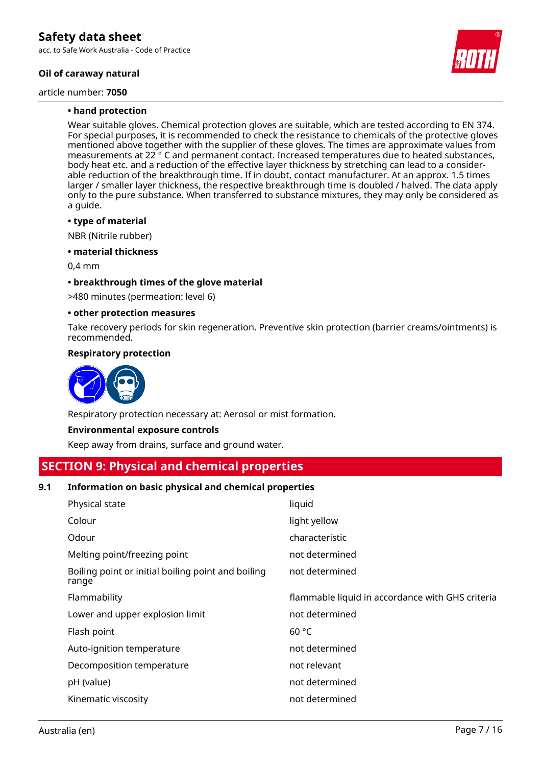**• hand protection**

Wear suitable gloves. Chemical protection gloves are suitable, which are tested according to EN 374. For special purposes, it is recommended to check the resistance to chemicals of the protective gloves mentioned above together with the supplier of these gloves. The times are approximate values from measurements at 22 ° C and permanent contact. Increased temperatures due to heated substances, body heat etc. and a reduction of the effective layer thickness by stretching can lead to a considerable reduction of the breakthrough time. If in doubt, contact manufacturer. At an approx. 1.5 times larger / smaller layer thickness, the respective breakthrough time is doubled / halved. The data apply only to the pure substance. When transferred to substance mixtures, they may only be considered as a guide.

**• type of material**

NBR (Nitrile rubber)

**• material thickness**

0,4 mm

**• breakthrough times of the glove material**

>480 minutes (permeation: level 6)

**• other protection measures**

Take recovery periods for skin regeneration. Preventive skin protection (barrier creams/ointments) is recommended.

**Respiratory protection**

Respiratory protection necessary at: Aerosol or mist formation.

**Environmental exposure controls**

Keep away from drains, surface and ground water.

## SECTION 9: Physical and chemical properties

### 9.1 Information on basic physical and chemical properties

| Property | Value |
|---|---|
| Physical state | liquid |
| Colour | light yellow |
| Odour | characteristic |
| Melting point/freezing point | not determined |
| Boiling point or initial boiling point and boiling range | not determined |
| Flammability | flammable liquid in accordance with GHS criteria |
| Lower and upper explosion limit | not determined |
| Flash point | 60 °C |
| Auto-ignition temperature | not determined |
| Decomposition temperature | not relevant |
| pH (value) | not determined |
| Kinematic viscosity | not determined |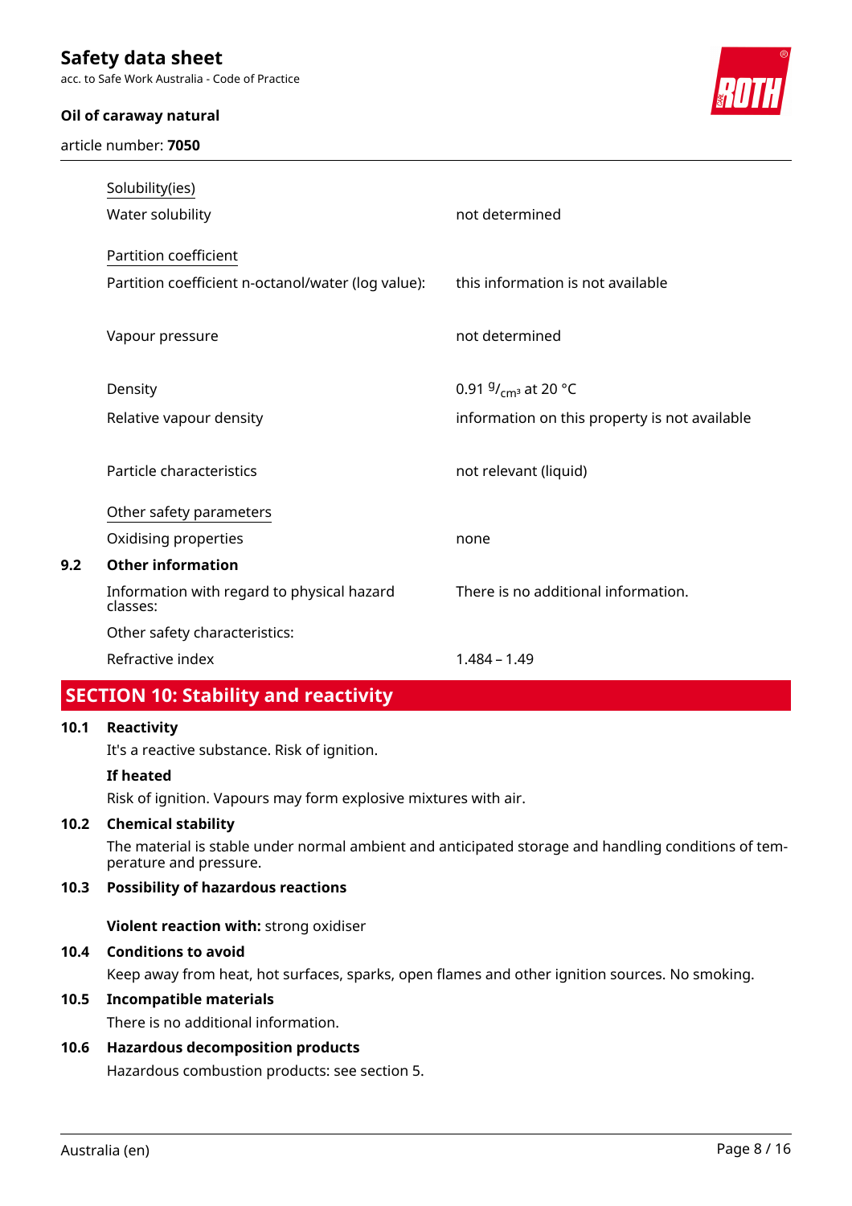| | |
|---|---|
| Solubility(ies) | |
| Water solubility | not determined |
| Partition coefficient | |
| Partition coefficient n-octanol/water (log value): | this information is not available |
| Vapour pressure | not determined |
| Density | 0.91 $^{g}/_{cm^3}$ at 20 °C |
| Relative vapour density | information on this property is not available |
| Particle characteristics | not relevant (liquid) |
| Other safety parameters | |
| Oxidising properties | none |

### 9.2 Other information

| | |
|---|---|
| Information with regard to physical hazard classes: | There is no additional information. |
| Other safety characteristics: | |
| Refractive index | 1.484 – 1.49 |

## SECTION 10: Stability and reactivity

### 10.1 Reactivity

It's a reactive substance. Risk of ignition.

**If heated**

Risk of ignition. Vapours may form explosive mixtures with air.

### 10.2 Chemical stability

The material is stable under normal ambient and anticipated storage and handling conditions of temperature and pressure.

### 10.3 Possibility of hazardous reactions

**Violent reaction with:** strong oxidiser

### 10.4 Conditions to avoid

Keep away from heat, hot surfaces, sparks, open flames and other ignition sources. No smoking.

### 10.5 Incompatible materials

There is no additional information.

### 10.6 Hazardous decomposition products

Hazardous combustion products: see section 5.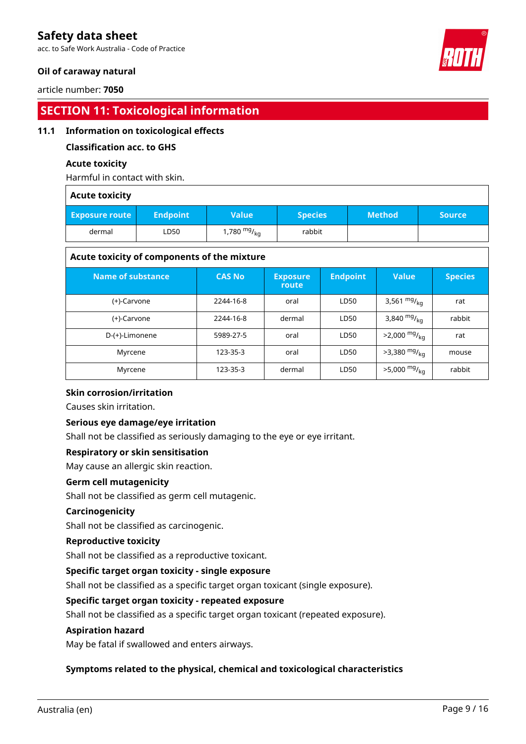## SECTION 11: Toxicological information

### 11.1 Information on toxicological effects

**Classification acc. to GHS**

**Acute toxicity**

Harmful in contact with skin.

**Acute toxicity**

| Exposure route | Endpoint | Value | Species | Method | Source |
|---|---|---|---|---|---|
| dermal | LD50 | 1,780 $^{mg}/_{kg}$ | rabbit | | |

**Acute toxicity of components of the mixture**

| Name of substance | CAS No | Exposure route | Endpoint | Value | Species |
|---|---|---|---|---|---|
| (+)-Carvone | 2244-16-8 | oral | LD50 | 3,561 $^{mg}/_{kg}$ | rat |
| (+)-Carvone | 2244-16-8 | dermal | LD50 | 3,840 $^{mg}/_{kg}$ | rabbit |
| D-(+)-Limonene | 5989-27-5 | oral | LD50 | >2,000 $^{mg}/_{kg}$ | rat |
| Myrcene | 123-35-3 | oral | LD50 | >3,380 $^{mg}/_{kg}$ | mouse |
| Myrcene | 123-35-3 | dermal | LD50 | >5,000 $^{mg}/_{kg}$ | rabbit |

**Skin corrosion/irritation**

Causes skin irritation.

**Serious eye damage/eye irritation**

Shall not be classified as seriously damaging to the eye or eye irritant.

**Respiratory or skin sensitisation**

May cause an allergic skin reaction.

**Germ cell mutagenicity**

Shall not be classified as germ cell mutagenic.

**Carcinogenicity**

Shall not be classified as carcinogenic.

**Reproductive toxicity**

Shall not be classified as a reproductive toxicant.

**Specific target organ toxicity - single exposure**

Shall not be classified as a specific target organ toxicant (single exposure).

**Specific target organ toxicity - repeated exposure**

Shall not be classified as a specific target organ toxicant (repeated exposure).

**Aspiration hazard**

May be fatal if swallowed and enters airways.

**Symptoms related to the physical, chemical and toxicological characteristics**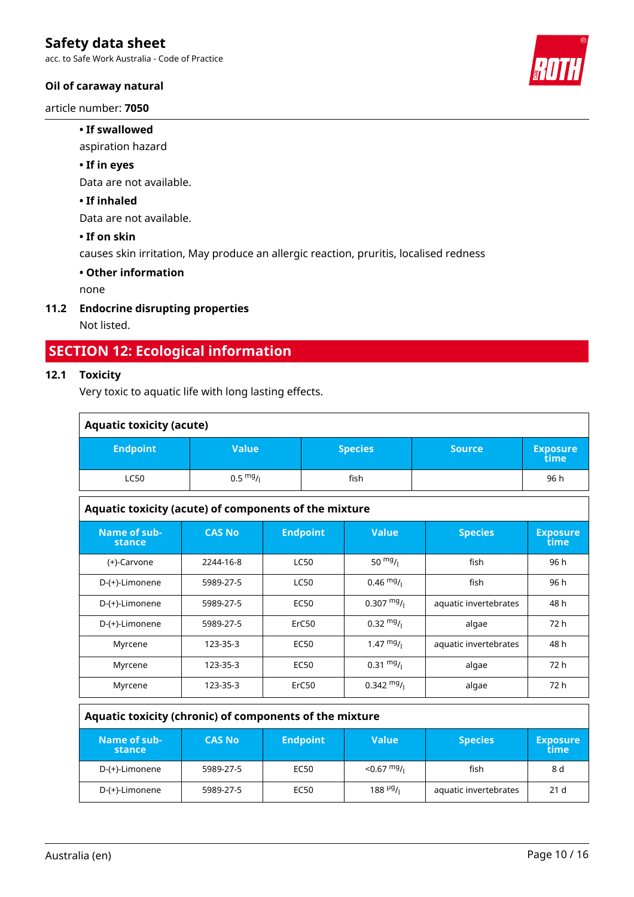• **If swallowed**

aspiration hazard

• **If in eyes**

Data are not available.

• **If inhaled**

Data are not available.

• **If on skin**

causes skin irritation, May produce an allergic reaction, pruritis, localised redness

• **Other information**

none

### 11.2 Endocrine disrupting properties

Not listed.

## SECTION 12: Ecological information

### 12.1 Toxicity

Very toxic to aquatic life with long lasting effects.

**Aquatic toxicity (acute)**

| Endpoint | Value | Species | Source | Exposure time |
|---|---|---|---|---|
| LC50 | 0.5 mg/l | fish | | 96 h |

**Aquatic toxicity (acute) of components of the mixture**

| Name of substance | CAS No | Endpoint | Value | Species | Exposure time |
|---|---|---|---|---|---|
| (+)-Carvone | 2244-16-8 | LC50 | 50 mg/l | fish | 96 h |
| D-(+)-Limonene | 5989-27-5 | LC50 | 0.46 mg/l | fish | 96 h |
| D-(+)-Limonene | 5989-27-5 | EC50 | 0.307 mg/l | aquatic invertebrates | 48 h |
| D-(+)-Limonene | 5989-27-5 | ErC50 | 0.32 mg/l | algae | 72 h |
| Myrcene | 123-35-3 | EC50 | 1.47 mg/l | aquatic invertebrates | 48 h |
| Myrcene | 123-35-3 | EC50 | 0.31 mg/l | algae | 72 h |
| Myrcene | 123-35-3 | ErC50 | 0.342 mg/l | algae | 72 h |

**Aquatic toxicity (chronic) of components of the mixture**

| Name of substance | CAS No | Endpoint | Value | Species | Exposure time |
|---|---|---|---|---|---|
| D-(+)-Limonene | 5989-27-5 | EC50 | <0.67 mg/l | fish | 8 d |
| D-(+)-Limonene | 5989-27-5 | EC50 | 188 µg/l | aquatic invertebrates | 21 d |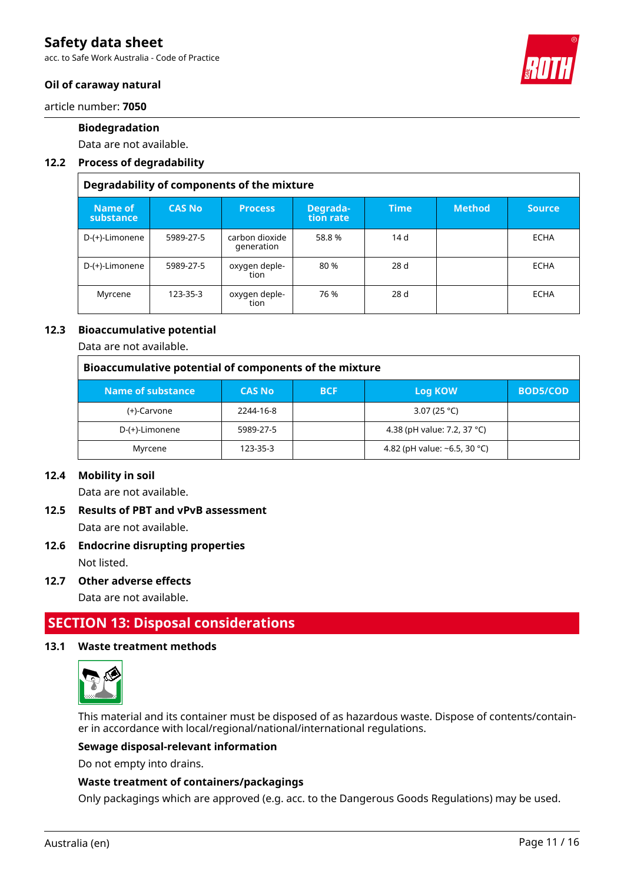**Biodegradation**

Data are not available.

## 12.2 Process of degradability

| Degradability of components of the mixture | | | | | | |
|---|---|---|---|---|---|---|
| **Name of substance** | **CAS No** | **Process** | **Degradation rate** | **Time** | **Method** | **Source** |
| D-(+)-Limonene | 5989-27-5 | carbon dioxide generation | 58.8 % | 14 d | | ECHA |
| D-(+)-Limonene | 5989-27-5 | oxygen depletion | 80 % | 28 d | | ECHA |
| Myrcene | 123-35-3 | oxygen depletion | 76 % | 28 d | | ECHA |

## 12.3 Bioaccumulative potential

Data are not available.

| Bioaccumulative potential of components of the mixture | | | | |
|---|---|---|---|---|
| **Name of substance** | **CAS No** | **BCF** | **Log KOW** | **BOD5/COD** |
| (+)-Carvone | 2244-16-8 | | 3.07 (25 °C) | |
| D-(+)-Limonene | 5989-27-5 | | 4.38 (pH value: 7.2, 37 °C) | |
| Myrcene | 123-35-3 | | 4.82 (pH value: ~6.5, 30 °C) | |

## 12.4 Mobility in soil

Data are not available.

## 12.5 Results of PBT and vPvB assessment

Data are not available.

## 12.6 Endocrine disrupting properties

Not listed.

## 12.7 Other adverse effects

Data are not available.

# SECTION 13: Disposal considerations

## 13.1 Waste treatment methods

This material and its container must be disposed of as hazardous waste. Dispose of contents/container in accordance with local/regional/national/international regulations.

**Sewage disposal-relevant information**

Do not empty into drains.

**Waste treatment of containers/packagings**

Only packagings which are approved (e.g. acc. to the Dangerous Goods Regulations) may be used.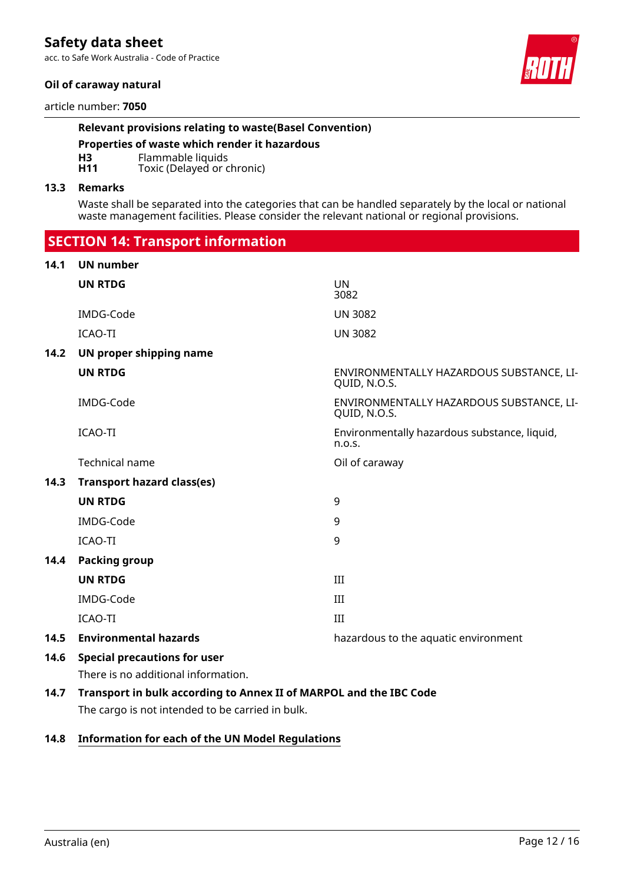**Relevant provisions relating to waste(Basel Convention)**

**Properties of waste which render it hazardous**

| | |
|---|---|
| **H3** | Flammable liquids |
| **H11** | Toxic (Delayed or chronic) |

### 13.3 Remarks

Waste shall be separated into the categories that can be handled separately by the local or national waste management facilities. Please consider the relevant national or regional provisions.

## SECTION 14: Transport information

### 14.1 UN number

| | |
|---|---|
| **UN RTDG** | UN 3082 |
| IMDG-Code | UN 3082 |
| ICAO-TI | UN 3082 |

### 14.2 UN proper shipping name

| | |
|---|---|
| **UN RTDG** | ENVIRONMENTALLY HAZARDOUS SUBSTANCE, LIQUID, N.O.S. |
| IMDG-Code | ENVIRONMENTALLY HAZARDOUS SUBSTANCE, LIQUID, N.O.S. |
| ICAO-TI | Environmentally hazardous substance, liquid, n.o.s. |
| Technical name | Oil of caraway |

### 14.3 Transport hazard class(es)

| | |
|---|---|
| **UN RTDG** | 9 |
| IMDG-Code | 9 |
| ICAO-TI | 9 |

### 14.4 Packing group

| | |
|---|---|
| **UN RTDG** | III |
| IMDG-Code | III |
| ICAO-TI | III |

### 14.5 Environmental hazards

hazardous to the aquatic environment

### 14.6 Special precautions for user

There is no additional information.

### 14.7 Transport in bulk according to Annex II of MARPOL and the IBC Code

The cargo is not intended to be carried in bulk.

### 14.8 Information for each of the UN Model Regulations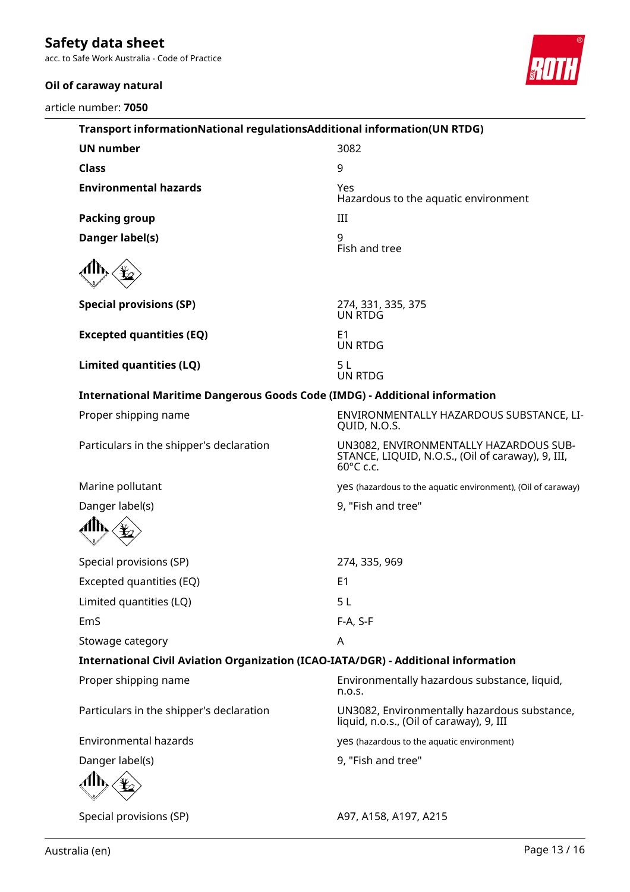**Transport informationNational regulationsAdditional information(UN RTDG)**

| | |
|---|---|
| **UN number** | 3082 |
| **Class** | 9 |
| **Environmental hazards** | Yes<br>Hazardous to the aquatic environment |
| **Packing group** | III |
| **Danger label(s)** | 9<br>Fish and tree |
| **Special provisions (SP)** | 274, 331, 335, 375<br>UN RTDG |
| **Excepted quantities (EQ)** | E1<br>UN RTDG |
| **Limited quantities (LQ)** | 5 L<br>UN RTDG |

**International Maritime Dangerous Goods Code (IMDG) - Additional information**

| | |
|---|---|
| Proper shipping name | ENVIRONMENTALLY HAZARDOUS SUBSTANCE, LIQUID, N.O.S. |
| Particulars in the shipper's declaration | UN3082, ENVIRONMENTALLY HAZARDOUS SUBSTANCE, LIQUID, N.O.S., (Oil of caraway), 9, III, 60°C c.c. |
| Marine pollutant | yes (hazardous to the aquatic environment), (Oil of caraway) |
| Danger label(s) | 9, "Fish and tree" |
| Special provisions (SP) | 274, 335, 969 |
| Excepted quantities (EQ) | E1 |
| Limited quantities (LQ) | 5 L |
| EmS | F-A, S-F |
| Stowage category | A |

**International Civil Aviation Organization (ICAO-IATA/DGR) - Additional information**

| | |
|---|---|
| Proper shipping name | Environmentally hazardous substance, liquid, n.o.s. |
| Particulars in the shipper's declaration | UN3082, Environmentally hazardous substance, liquid, n.o.s., (Oil of caraway), 9, III |
| Environmental hazards | yes (hazardous to the aquatic environment) |
| Danger label(s) | 9, "Fish and tree" |
| Special provisions (SP) | A97, A158, A197, A215 |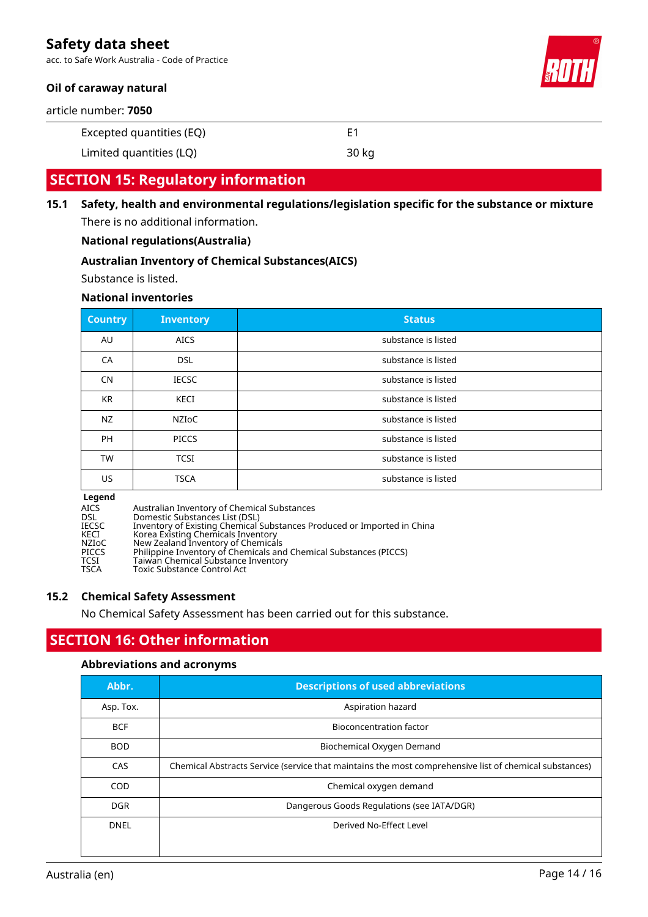| | |
|---|---|
| Excepted quantities (EQ) | E1 |
| Limited quantities (LQ) | 30 kg |

## SECTION 15: Regulatory information

### 15.1 Safety, health and environmental regulations/legislation specific for the substance or mixture

There is no additional information.

**National regulations(Australia)**

**Australian Inventory of Chemical Substances(AICS)**

Substance is listed.

**National inventories**

| Country | Inventory | Status |
|---|---|---|
| AU | AICS | substance is listed |
| CA | DSL | substance is listed |
| CN | IECSC | substance is listed |
| KR | KECI | substance is listed |
| NZ | NZIoC | substance is listed |
| PH | PICCS | substance is listed |
| TW | TCSI | substance is listed |
| US | TSCA | substance is listed |

**Legend**

| | |
|---|---|
| AICS | Australian Inventory of Chemical Substances |
| DSL | Domestic Substances List (DSL) |
| IECSC | Inventory of Existing Chemical Substances Produced or Imported in China |
| KECI | Korea Existing Chemicals Inventory |
| NZIoC | New Zealand Inventory of Chemicals |
| PICCS | Philippine Inventory of Chemicals and Chemical Substances (PICCS) |
| TCSI | Taiwan Chemical Substance Inventory |
| TSCA | Toxic Substance Control Act |

### 15.2 Chemical Safety Assessment

No Chemical Safety Assessment has been carried out for this substance.

## SECTION 16: Other information

**Abbreviations and acronyms**

| Abbr. | Descriptions of used abbreviations |
|---|---|
| Asp. Tox. | Aspiration hazard |
| BCF | Bioconcentration factor |
| BOD | Biochemical Oxygen Demand |
| CAS | Chemical Abstracts Service (service that maintains the most comprehensive list of chemical substances) |
| COD | Chemical oxygen demand |
| DGR | Dangerous Goods Regulations (see IATA/DGR) |
| DNEL | Derived No-Effect Level |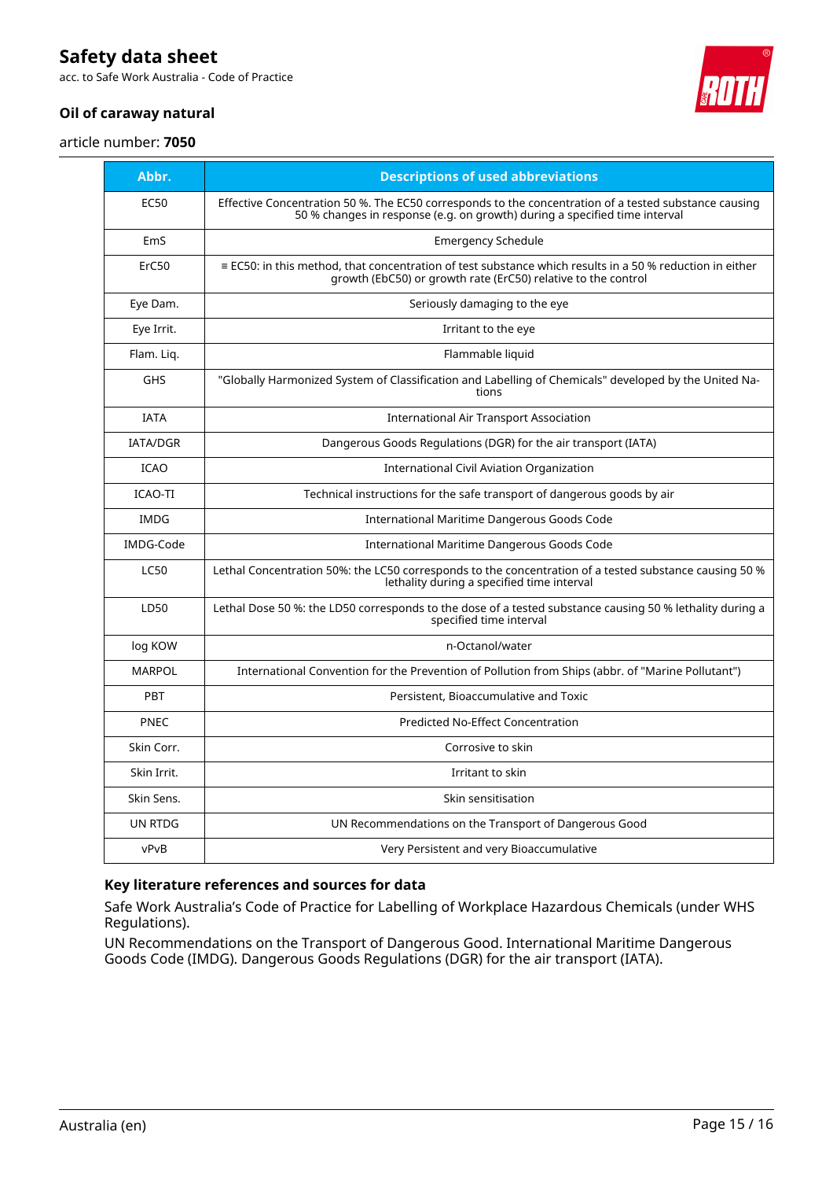| Abbr. | Descriptions of used abbreviations |
|---|---|
| EC50 | Effective Concentration 50 %. The EC50 corresponds to the concentration of a tested substance causing 50 % changes in response (e.g. on growth) during a specified time interval |
| EmS | Emergency Schedule |
| ErC50 | ≡ EC50: in this method, that concentration of test substance which results in a 50 % reduction in either growth (EbC50) or growth rate (ErC50) relative to the control |
| Eye Dam. | Seriously damaging to the eye |
| Eye Irrit. | Irritant to the eye |
| Flam. Liq. | Flammable liquid |
| GHS | "Globally Harmonized System of Classification and Labelling of Chemicals" developed by the United Nations |
| IATA | International Air Transport Association |
| IATA/DGR | Dangerous Goods Regulations (DGR) for the air transport (IATA) |
| ICAO | International Civil Aviation Organization |
| ICAO-TI | Technical instructions for the safe transport of dangerous goods by air |
| IMDG | International Maritime Dangerous Goods Code |
| IMDG-Code | International Maritime Dangerous Goods Code |
| LC50 | Lethal Concentration 50%: the LC50 corresponds to the concentration of a tested substance causing 50 % lethality during a specified time interval |
| LD50 | Lethal Dose 50 %: the LD50 corresponds to the dose of a tested substance causing 50 % lethality during a specified time interval |
| log KOW | n-Octanol/water |
| MARPOL | International Convention for the Prevention of Pollution from Ships (abbr. of "Marine Pollutant") |
| PBT | Persistent, Bioaccumulative and Toxic |
| PNEC | Predicted No-Effect Concentration |
| Skin Corr. | Corrosive to skin |
| Skin Irrit. | Irritant to skin |
| Skin Sens. | Skin sensitisation |
| UN RTDG | UN Recommendations on the Transport of Dangerous Good |
| vPvB | Very Persistent and very Bioaccumulative |

### Key literature references and sources for data

Safe Work Australia's Code of Practice for Labelling of Workplace Hazardous Chemicals (under WHS Regulations).

UN Recommendations on the Transport of Dangerous Good. International Maritime Dangerous Goods Code (IMDG). Dangerous Goods Regulations (DGR) for the air transport (IATA).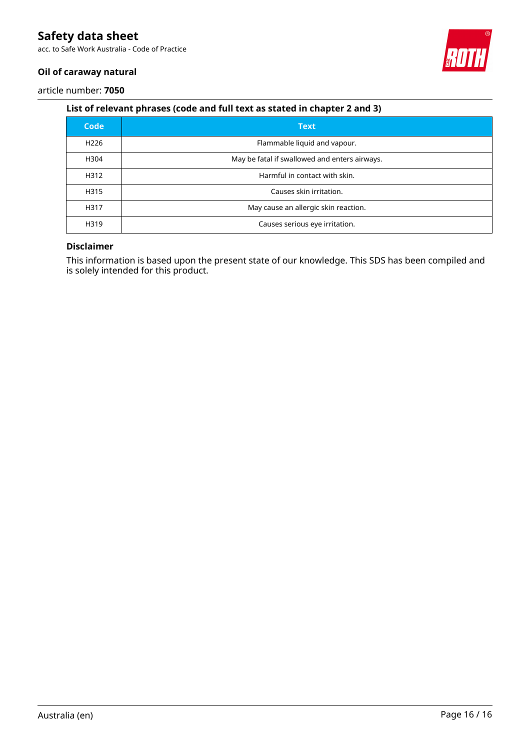### List of relevant phrases (code and full text as stated in chapter 2 and 3)

| Code | Text |
|---|---|
| H226 | Flammable liquid and vapour. |
| H304 | May be fatal if swallowed and enters airways. |
| H312 | Harmful in contact with skin. |
| H315 | Causes skin irritation. |
| H317 | May cause an allergic skin reaction. |
| H319 | Causes serious eye irritation. |

### Disclaimer

This information is based upon the present state of our knowledge. This SDS has been compiled and is solely intended for this product.